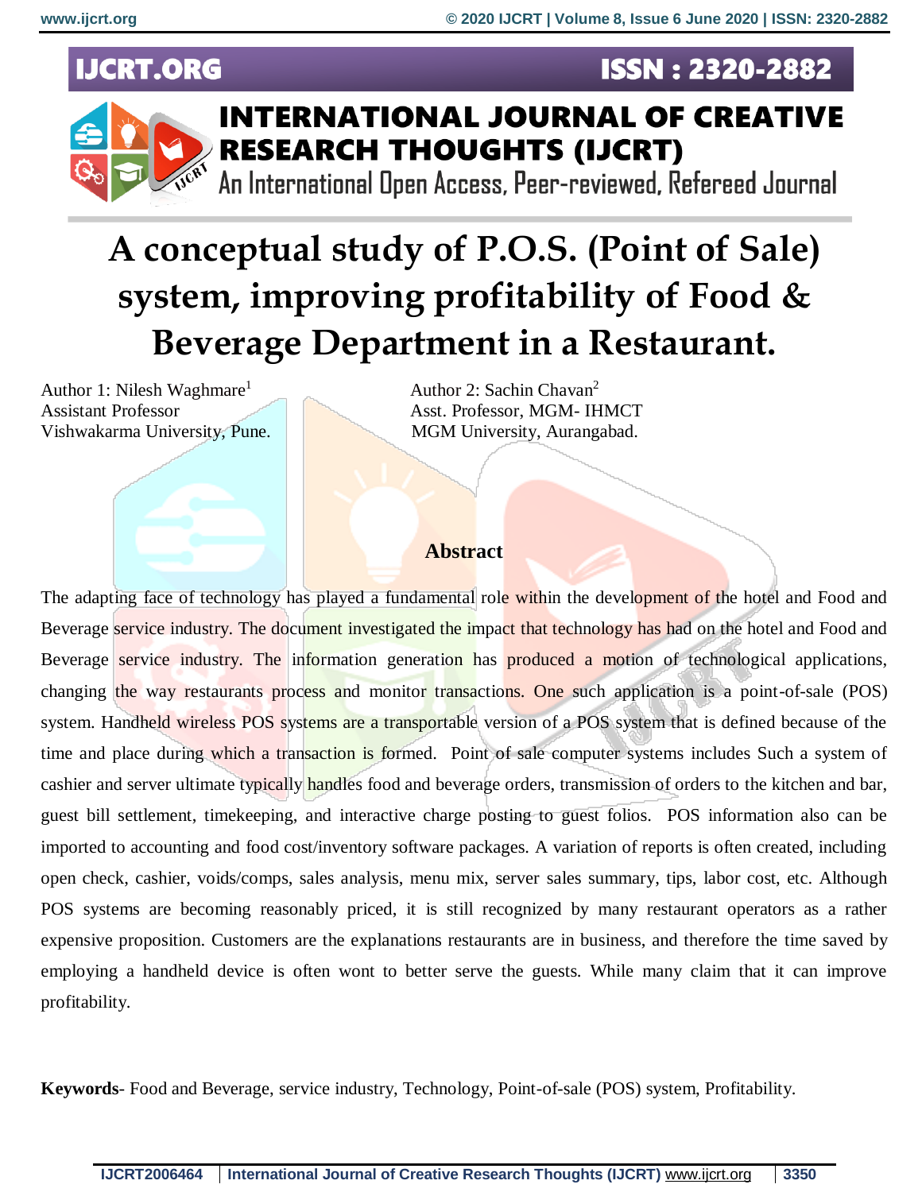# A conceptual study of P.O.S. (Point of Sale) system, improving profitability of Food & Beverage Department in a Restaurant.

Author 1: Nilesh Waghmare[1]
Assistant Professor
Vishwakarma University, Pune.

Author 2: Sachin Chavan[2]
Asst. Professor, MGM- IHMCT
MGM University, Aurangabad.

## Abstract

The adapting face of technology has played a fundamental role within the development of the hotel and Food and Beverage service industry. The document investigated the impact that technology has had on the hotel and Food and Beverage service industry. The information generation has produced a motion of technological applications, changing the way restaurants process and monitor transactions. One such application is a point-of-sale (POS) system. Handheld wireless POS systems are a transportable version of a POS system that is defined because of the time and place during which a transaction is formed. Point of sale computer systems includes Such a system of cashier and server ultimate typically handles food and beverage orders, transmission of orders to the kitchen and bar, guest bill settlement, timekeeping, and interactive charge posting to guest folios. POS information also can be imported to accounting and food cost/inventory software packages. A variation of reports is often created, including open check, cashier, voids/comps, sales analysis, menu mix, server sales summary, tips, labor cost, etc. Although POS systems are becoming reasonably priced, it is still recognized by many restaurant operators as a rather expensive proposition. Customers are the explanations restaurants are in business, and therefore the time saved by employing a handheld device is often wont to better serve the guests. While many claim that it can improve profitability.

**Keywords**- Food and Beverage, service industry, Technology, Point-of-sale (POS) system, Profitability.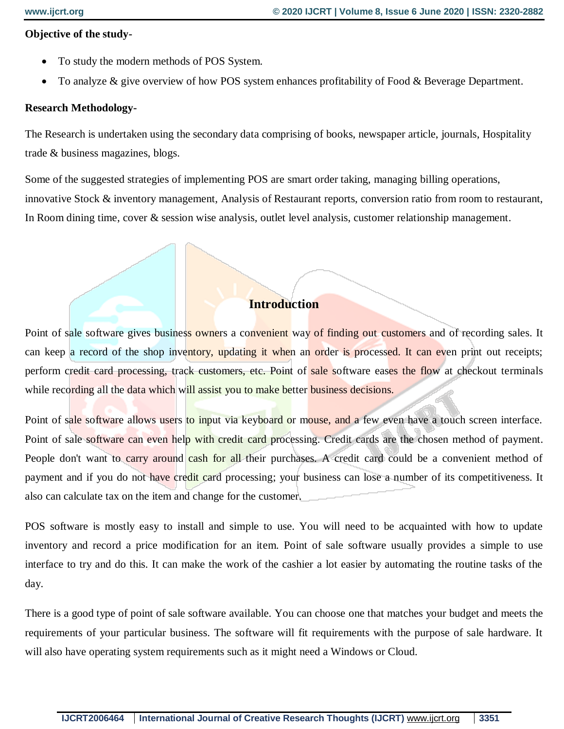**Objective of the study-**

- To study the modern methods of POS System.
- To analyze & give overview of how POS system enhances profitability of Food & Beverage Department.

**Research Methodology-**

The Research is undertaken using the secondary data comprising of books, newspaper article, journals, Hospitality trade & business magazines, blogs.

Some of the suggested strategies of implementing POS are smart order taking, managing billing operations, innovative Stock & inventory management, Analysis of Restaurant reports, conversion ratio from room to restaurant, In Room dining time, cover & session wise analysis, outlet level analysis, customer relationship management.

## Introduction

Point of sale software gives business owners a convenient way of finding out customers and of recording sales. It can keep a record of the shop inventory, updating it when an order is processed. It can even print out receipts; perform credit card processing, track customers, etc. Point of sale software eases the flow at checkout terminals while recording all the data which will assist you to make better business decisions.

Point of sale software allows users to input via keyboard or mouse, and a few even have a touch screen interface. Point of sale software can even help with credit card processing. Credit cards are the chosen method of payment. People don't want to carry around cash for all their purchases. A credit card could be a convenient method of payment and if you do not have credit card processing; your business can lose a number of its competitiveness. It also can calculate tax on the item and change for the customer.

POS software is mostly easy to install and simple to use. You will need to be acquainted with how to update inventory and record a price modification for an item. Point of sale software usually provides a simple to use interface to try and do this. It can make the work of the cashier a lot easier by automating the routine tasks of the day.

There is a good type of point of sale software available. You can choose one that matches your budget and meets the requirements of your particular business. The software will fit requirements with the purpose of sale hardware. It will also have operating system requirements such as it might need a Windows or Cloud.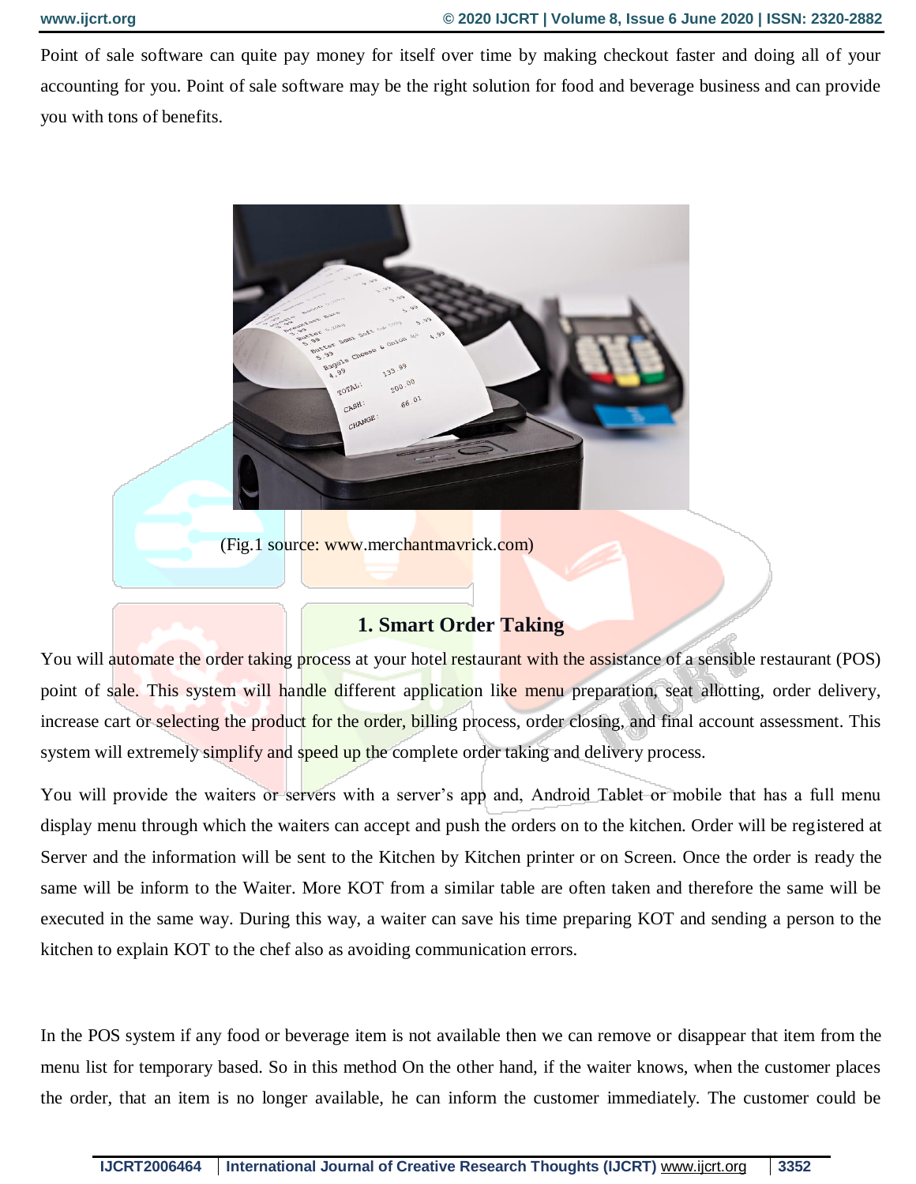Point of sale software can quite pay money for itself over time by making checkout faster and doing all of your accounting for you. Point of sale software may be the right solution for food and beverage business and can provide you with tons of benefits.

(Fig.1 source: www.merchantmavrick.com)

## 1. Smart Order Taking

You will automate the order taking process at your hotel restaurant with the assistance of a sensible restaurant (POS) point of sale. This system will handle different application like menu preparation, seat allotting, order delivery, increase cart or selecting the product for the order, billing process, order closing, and final account assessment. This system will extremely simplify and speed up the complete order taking and delivery process.

You will provide the waiters or servers with a server's app and, Android Tablet or mobile that has a full menu display menu through which the waiters can accept and push the orders on to the kitchen. Order will be registered at Server and the information will be sent to the Kitchen by Kitchen printer or on Screen. Once the order is ready the same will be inform to the Waiter. More KOT from a similar table are often taken and therefore the same will be executed in the same way. During this way, a waiter can save his time preparing KOT and sending a person to the kitchen to explain KOT to the chef also as avoiding communication errors.

In the POS system if any food or beverage item is not available then we can remove or disappear that item from the menu list for temporary based. So in this method On the other hand, if the waiter knows, when the customer places the order, that an item is no longer available, he can inform the customer immediately. The customer could be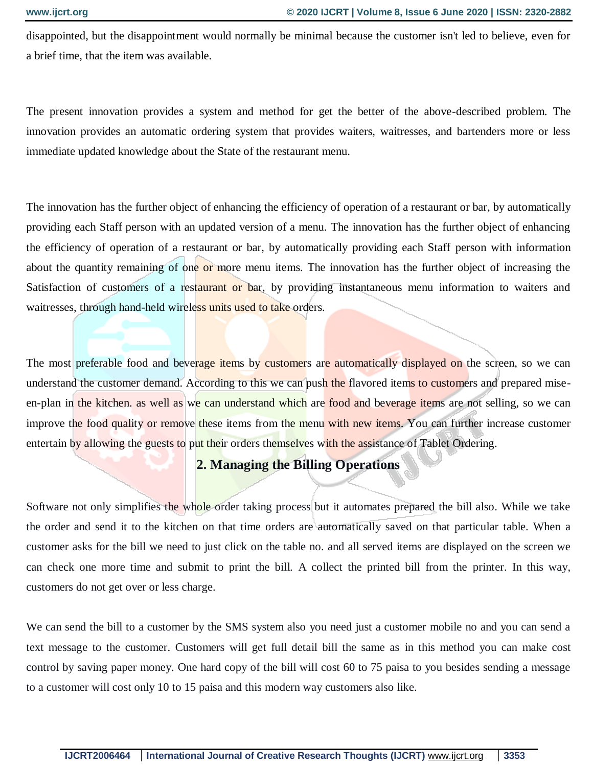disappointed, but the disappointment would normally be minimal because the customer isn't led to believe, even for a brief time, that the item was available.

The present innovation provides a system and method for get the better of the above-described problem. The innovation provides an automatic ordering system that provides waiters, waitresses, and bartenders more or less immediate updated knowledge about the State of the restaurant menu.

The innovation has the further object of enhancing the efficiency of operation of a restaurant or bar, by automatically providing each Staff person with an updated version of a menu. The innovation has the further object of enhancing the efficiency of operation of a restaurant or bar, by automatically providing each Staff person with information about the quantity remaining of one or more menu items. The innovation has the further object of increasing the Satisfaction of customers of a restaurant or bar, by providing instantaneous menu information to waiters and waitresses, through hand-held wireless units used to take orders.

The most preferable food and beverage items by customers are automatically displayed on the screen, so we can understand the customer demand. According to this we can push the flavored items to customers and prepared mise-en-plan in the kitchen. as well as we can understand which are food and beverage items are not selling, so we can improve the food quality or remove these items from the menu with new items. You can further increase customer entertain by allowing the guests to put their orders themselves with the assistance of Tablet Ordering.

## 2. Managing the Billing Operations

Software not only simplifies the whole order taking process but it automates prepared the bill also. While we take the order and send it to the kitchen on that time orders are automatically saved on that particular table. When a customer asks for the bill we need to just click on the table no. and all served items are displayed on the screen we can check one more time and submit to print the bill. A collect the printed bill from the printer. In this way, customers do not get over or less charge.

We can send the bill to a customer by the SMS system also you need just a customer mobile no and you can send a text message to the customer. Customers will get full detail bill the same as in this method you can make cost control by saving paper money. One hard copy of the bill will cost 60 to 75 paisa to you besides sending a message to a customer will cost only 10 to 15 paisa and this modern way customers also like.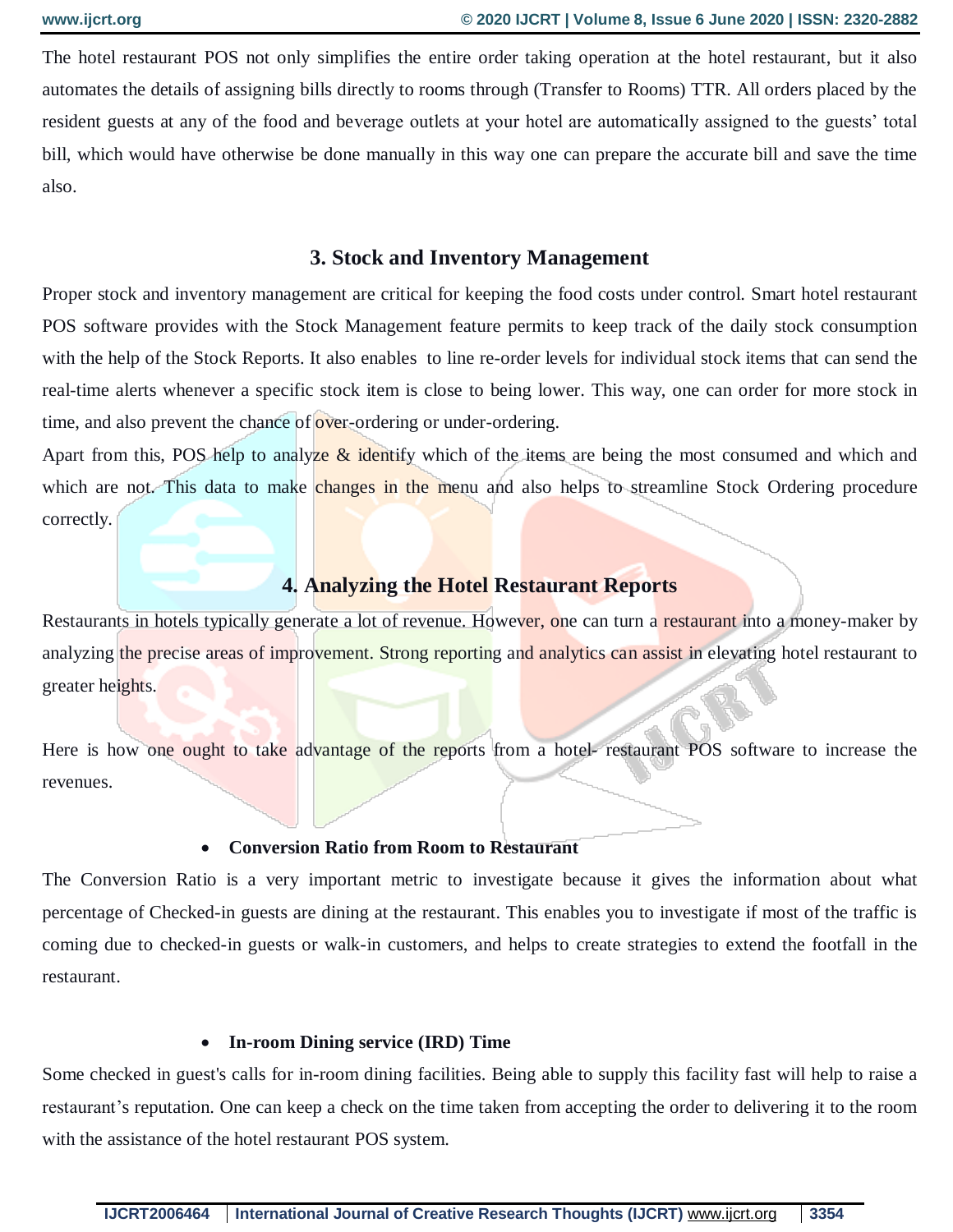The hotel restaurant POS not only simplifies the entire order taking operation at the hotel restaurant, but it also automates the details of assigning bills directly to rooms through (Transfer to Rooms) TTR. All orders placed by the resident guests at any of the food and beverage outlets at your hotel are automatically assigned to the guests' total bill, which would have otherwise be done manually in this way one can prepare the accurate bill and save the time also.

## 3. Stock and Inventory Management

Proper stock and inventory management are critical for keeping the food costs under control. Smart hotel restaurant POS software provides with the Stock Management feature permits to keep track of the daily stock consumption with the help of the Stock Reports. It also enables to line re-order levels for individual stock items that can send the real-time alerts whenever a specific stock item is close to being lower. This way, one can order for more stock in time, and also prevent the chance of over-ordering or under-ordering.

Apart from this, POS help to analyze & identify which of the items are being the most consumed and which and which are not. This data to make changes in the menu and also helps to streamline Stock Ordering procedure correctly.

## 4. Analyzing the Hotel Restaurant Reports

Restaurants in hotels typically generate a lot of revenue. However, one can turn a restaurant into a money-maker by analyzing the precise areas of improvement. Strong reporting and analytics can assist in elevating hotel restaurant to greater heights.

Here is how one ought to take advantage of the reports from a hotel- restaurant POS software to increase the revenues.

- **Conversion Ratio from Room to Restaurant**

The Conversion Ratio is a very important metric to investigate because it gives the information about what percentage of Checked-in guests are dining at the restaurant. This enables you to investigate if most of the traffic is coming due to checked-in guests or walk-in customers, and helps to create strategies to extend the footfall in the restaurant.

- **In-room Dining service (IRD) Time**

Some checked in guest's calls for in-room dining facilities. Being able to supply this facility fast will help to raise a restaurant's reputation. One can keep a check on the time taken from accepting the order to delivering it to the room with the assistance of the hotel restaurant POS system.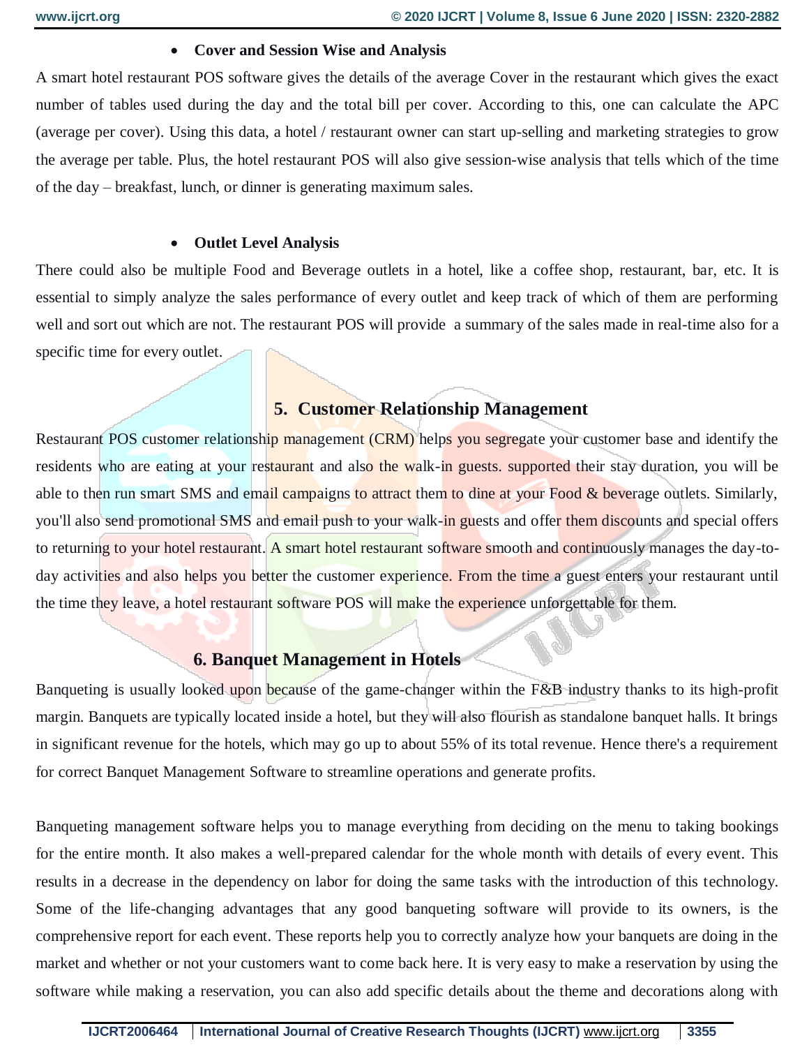- **Cover and Session Wise and Analysis**

A smart hotel restaurant POS software gives the details of the average Cover in the restaurant which gives the exact number of tables used during the day and the total bill per cover. According to this, one can calculate the APC (average per cover). Using this data, a hotel / restaurant owner can start up-selling and marketing strategies to grow the average per table. Plus, the hotel restaurant POS will also give session-wise analysis that tells which of the time of the day – breakfast, lunch, or dinner is generating maximum sales.

- **Outlet Level Analysis**

There could also be multiple Food and Beverage outlets in a hotel, like a coffee shop, restaurant, bar, etc. It is essential to simply analyze the sales performance of every outlet and keep track of which of them are performing well and sort out which are not. The restaurant POS will provide a summary of the sales made in real-time also for a specific time for every outlet.

## 5. Customer Relationship Management

Restaurant POS customer relationship management (CRM) helps you segregate your customer base and identify the residents who are eating at your restaurant and also the walk-in guests. supported their stay duration, you will be able to then run smart SMS and email campaigns to attract them to dine at your Food & beverage outlets. Similarly, you'll also send promotional SMS and email push to your walk-in guests and offer them discounts and special offers to returning to your hotel restaurant. A smart hotel restaurant software smooth and continuously manages the day-to-day activities and also helps you better the customer experience. From the time a guest enters your restaurant until the time they leave, a hotel restaurant software POS will make the experience unforgettable for them.

## 6. Banquet Management in Hotels

Banqueting is usually looked upon because of the game-changer within the F&B industry thanks to its high-profit margin. Banquets are typically located inside a hotel, but they will also flourish as standalone banquet halls. It brings in significant revenue for the hotels, which may go up to about 55% of its total revenue. Hence there's a requirement for correct Banquet Management Software to streamline operations and generate profits.

Banqueting management software helps you to manage everything from deciding on the menu to taking bookings for the entire month. It also makes a well-prepared calendar for the whole month with details of every event. This results in a decrease in the dependency on labor for doing the same tasks with the introduction of this technology. Some of the life-changing advantages that any good banqueting software will provide to its owners, is the comprehensive report for each event. These reports help you to correctly analyze how your banquets are doing in the market and whether or not your customers want to come back here. It is very easy to make a reservation by using the software while making a reservation, you can also add specific details about the theme and decorations along with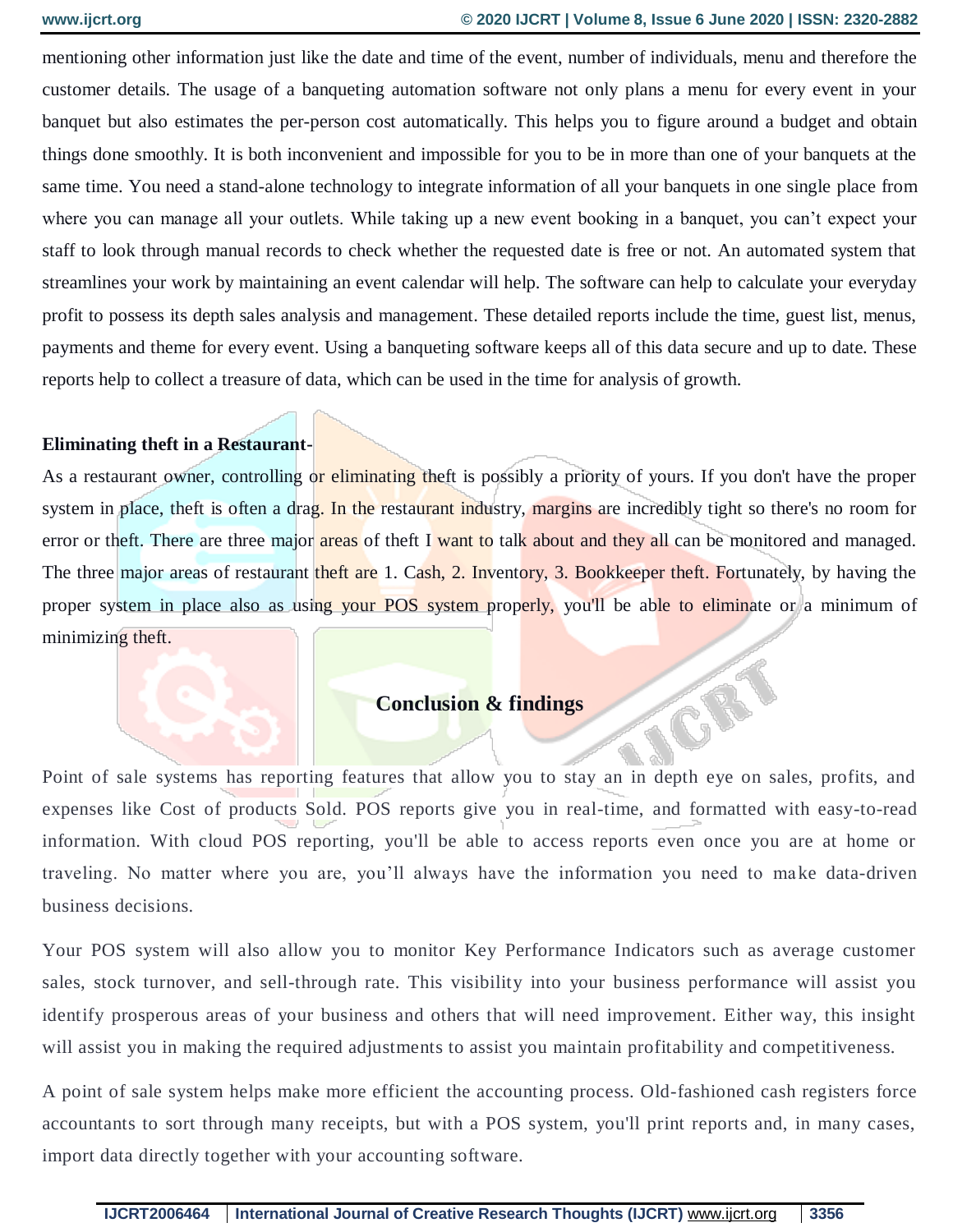mentioning other information just like the date and time of the event, number of individuals, menu and therefore the customer details. The usage of a banqueting automation software not only plans a menu for every event in your banquet but also estimates the per-person cost automatically. This helps you to figure around a budget and obtain things done smoothly. It is both inconvenient and impossible for you to be in more than one of your banquets at the same time. You need a stand-alone technology to integrate information of all your banquets in one single place from where you can manage all your outlets. While taking up a new event booking in a banquet, you can't expect your staff to look through manual records to check whether the requested date is free or not. An automated system that streamlines your work by maintaining an event calendar will help. The software can help to calculate your everyday profit to possess its depth sales analysis and management. These detailed reports include the time, guest list, menus, payments and theme for every event. Using a banqueting software keeps all of this data secure and up to date. These reports help to collect a treasure of data, which can be used in the time for analysis of growth.

**Eliminating theft in a Restaurant-**

As a restaurant owner, controlling or eliminating theft is possibly a priority of yours. If you don't have the proper system in place, theft is often a drag. In the restaurant industry, margins are incredibly tight so there's no room for error or theft. There are three major areas of theft I want to talk about and they all can be monitored and managed. The three major areas of restaurant theft are 1. Cash, 2. Inventory, 3. Bookkeeper theft. Fortunately, by having the proper system in place also as using your POS system properly, you'll be able to eliminate or a minimum of minimizing theft.

## Conclusion & findings

Point of sale systems has reporting features that allow you to stay an in depth eye on sales, profits, and expenses like Cost of products Sold. POS reports give you in real-time, and formatted with easy-to-read information. With cloud POS reporting, you'll be able to access reports even once you are at home or traveling. No matter where you are, you'll always have the information you need to make data-driven business decisions.

Your POS system will also allow you to monitor Key Performance Indicators such as average customer sales, stock turnover, and sell-through rate. This visibility into your business performance will assist you identify prosperous areas of your business and others that will need improvement. Either way, this insight will assist you in making the required adjustments to assist you maintain profitability and competitiveness.

A point of sale system helps make more efficient the accounting process. Old-fashioned cash registers force accountants to sort through many receipts, but with a POS system, you'll print reports and, in many cases, import data directly together with your accounting software.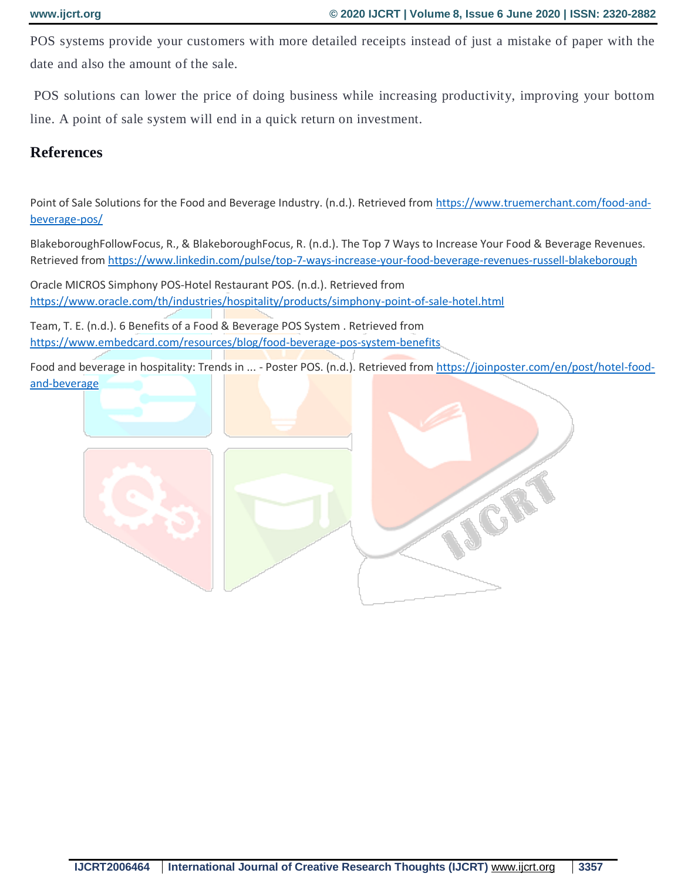POS systems provide your customers with more detailed receipts instead of just a mistake of paper with the date and also the amount of the sale.

POS solutions can lower the price of doing business while increasing productivity, improving your bottom line. A point of sale system will end in a quick return on investment.

## References

Point of Sale Solutions for the Food and Beverage Industry. (n.d.). Retrieved from https://www.truemerchant.com/food-and-beverage-pos/

BlakeboroughFollowFocus, R., & BlakeboroughFocus, R. (n.d.). The Top 7 Ways to Increase Your Food & Beverage Revenues. Retrieved from https://www.linkedin.com/pulse/top-7-ways-increase-your-food-beverage-revenues-russell-blakeborough

Oracle MICROS Simphony POS-Hotel Restaurant POS. (n.d.). Retrieved from https://www.oracle.com/th/industries/hospitality/products/simphony-point-of-sale-hotel.html

Team, T. E. (n.d.). 6 Benefits of a Food & Beverage POS System . Retrieved from https://www.embedcard.com/resources/blog/food-beverage-pos-system-benefits

Food and beverage in hospitality: Trends in ... - Poster POS. (n.d.). Retrieved from https://joinposter.com/en/post/hotel-food-and-beverage